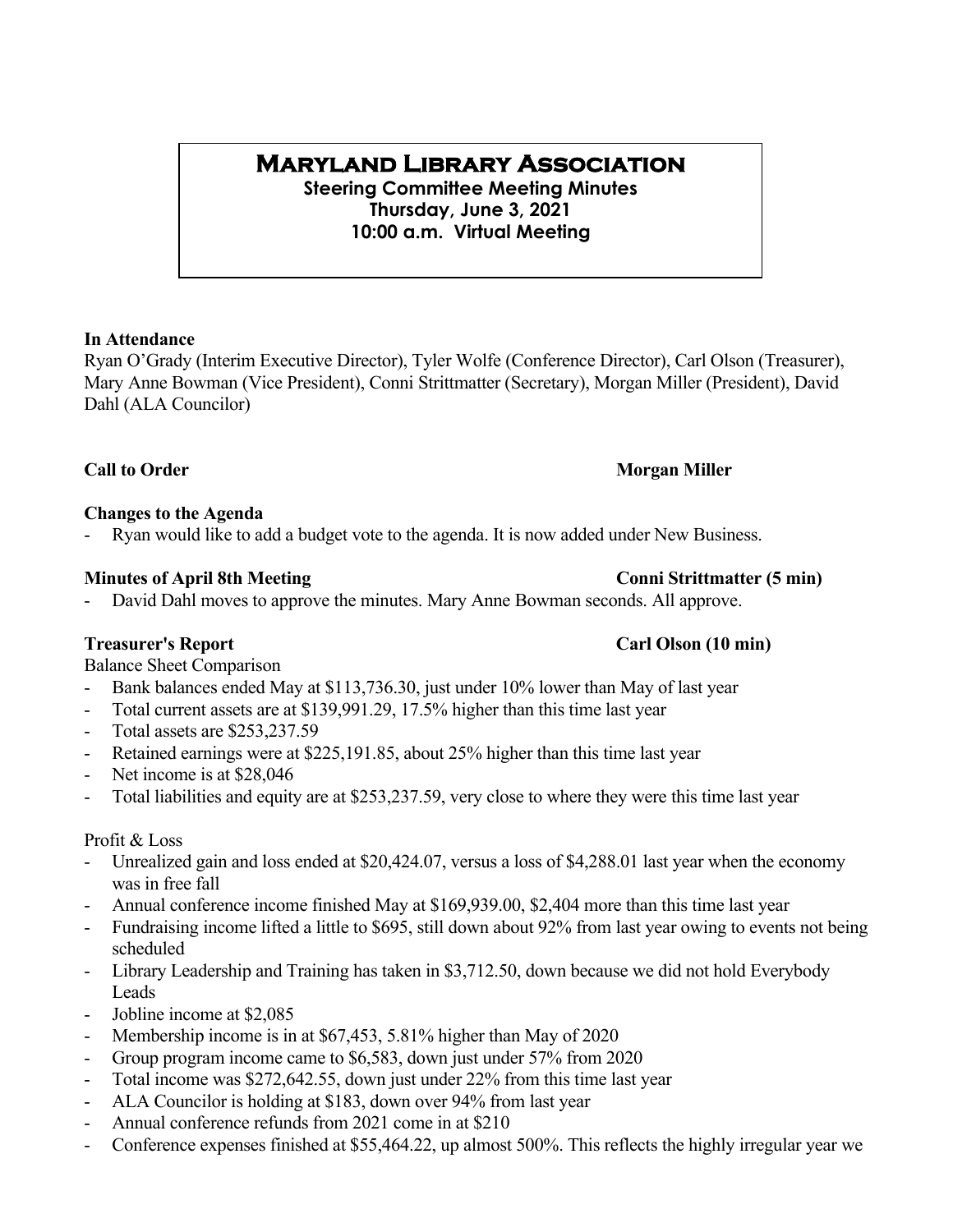# Maryland Library Association

**Steering Committee Meeting Minutes**
**Thursday, June 3, 2021**
**10:00 a.m. Virtual Meeting**

**In Attendance**

Ryan O'Grady (Interim Executive Director), Tyler Wolfe (Conference Director), Carl Olson (Treasurer), Mary Anne Bowman (Vice President), Conni Strittmatter (Secretary), Morgan Miller (President), David Dahl (ALA Councilor)

**Call to Order** **Morgan Miller**

**Changes to the Agenda**

- Ryan would like to add a budget vote to the agenda. It is now added under New Business.

**Minutes of April 8th Meeting** **Conni Strittmatter (5 min)**

- David Dahl moves to approve the minutes. Mary Anne Bowman seconds. All approve.

**Treasurer's Report** **Carl Olson (10 min)**

Balance Sheet Comparison

- Bank balances ended May at $113,736.30, just under 10% lower than May of last year
- Total current assets are at $139,991.29, 17.5% higher than this time last year
- Total assets are $253,237.59
- Retained earnings were at $225,191.85, about 25% higher than this time last year
- Net income is at $28,046
- Total liabilities and equity are at $253,237.59, very close to where they were this time last year

Profit & Loss

- Unrealized gain and loss ended at $20,424.07, versus a loss of $4,288.01 last year when the economy was in free fall
- Annual conference income finished May at $169,939.00, $2,404 more than this time last year
- Fundraising income lifted a little to $695, still down about 92% from last year owing to events not being scheduled
- Library Leadership and Training has taken in $3,712.50, down because we did not hold Everybody Leads
- Jobline income at $2,085
- Membership income is in at $67,453, 5.81% higher than May of 2020
- Group program income came to $6,583, down just under 57% from 2020
- Total income was $272,642.55, down just under 22% from this time last year
- ALA Councilor is holding at $183, down over 94% from last year
- Annual conference refunds from 2021 come in at $210
- Conference expenses finished at $55,464.22, up almost 500%. This reflects the highly irregular year we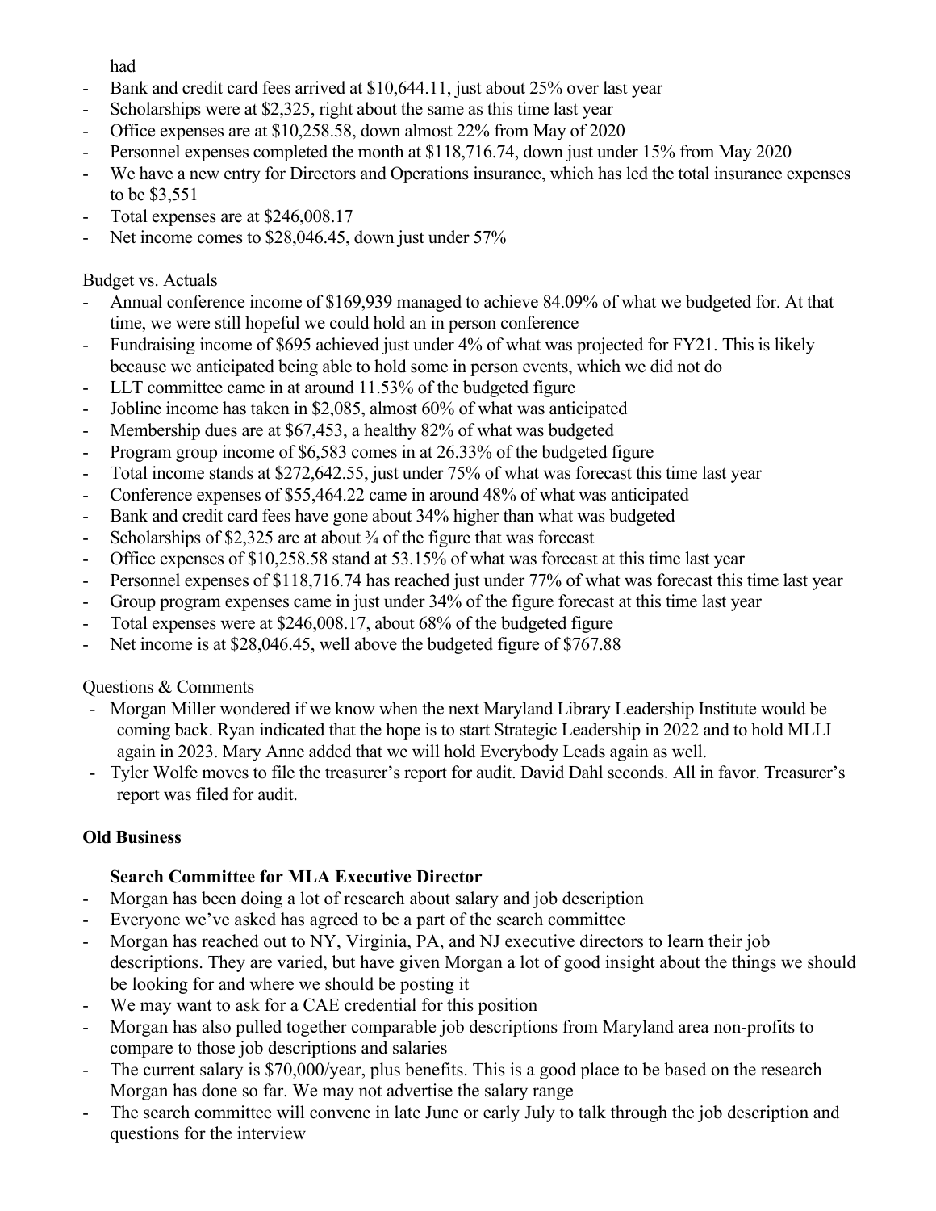had

- Bank and credit card fees arrived at $10,644.11, just about 25% over last year
- Scholarships were at $2,325, right about the same as this time last year
- Office expenses are at $10,258.58, down almost 22% from May of 2020
- Personnel expenses completed the month at $118,716.74, down just under 15% from May 2020
- We have a new entry for Directors and Operations insurance, which has led the total insurance expenses to be $3,551
- Total expenses are at $246,008.17
- Net income comes to $28,046.45, down just under 57%

Budget vs. Actuals

- Annual conference income of $169,939 managed to achieve 84.09% of what we budgeted for. At that time, we were still hopeful we could hold an in person conference
- Fundraising income of $695 achieved just under 4% of what was projected for FY21. This is likely because we anticipated being able to hold some in person events, which we did not do
- LLT committee came in at around 11.53% of the budgeted figure
- Jobline income has taken in $2,085, almost 60% of what was anticipated
- Membership dues are at $67,453, a healthy 82% of what was budgeted
- Program group income of $6,583 comes in at 26.33% of the budgeted figure
- Total income stands at $272,642.55, just under 75% of what was forecast this time last year
- Conference expenses of $55,464.22 came in around 48% of what was anticipated
- Bank and credit card fees have gone about 34% higher than what was budgeted
- Scholarships of $2,325 are at about ¾ of the figure that was forecast
- Office expenses of $10,258.58 stand at 53.15% of what was forecast at this time last year
- Personnel expenses of $118,716.74 has reached just under 77% of what was forecast this time last year
- Group program expenses came in just under 34% of the figure forecast at this time last year
- Total expenses were at $246,008.17, about 68% of the budgeted figure
- Net income is at $28,046.45, well above the budgeted figure of $767.88

Questions & Comments

- Morgan Miller wondered if we know when the next Maryland Library Leadership Institute would be coming back. Ryan indicated that the hope is to start Strategic Leadership in 2022 and to hold MLLI again in 2023. Mary Anne added that we will hold Everybody Leads again as well.
- Tyler Wolfe moves to file the treasurer's report for audit. David Dahl seconds. All in favor. Treasurer's report was filed for audit.

**Old Business**

**Search Committee for MLA Executive Director**

- Morgan has been doing a lot of research about salary and job description
- Everyone we've asked has agreed to be a part of the search committee
- Morgan has reached out to NY, Virginia, PA, and NJ executive directors to learn their job descriptions. They are varied, but have given Morgan a lot of good insight about the things we should be looking for and where we should be posting it
- We may want to ask for a CAE credential for this position
- Morgan has also pulled together comparable job descriptions from Maryland area non-profits to compare to those job descriptions and salaries
- The current salary is $70,000/year, plus benefits. This is a good place to be based on the research Morgan has done so far. We may not advertise the salary range
- The search committee will convene in late June or early July to talk through the job description and questions for the interview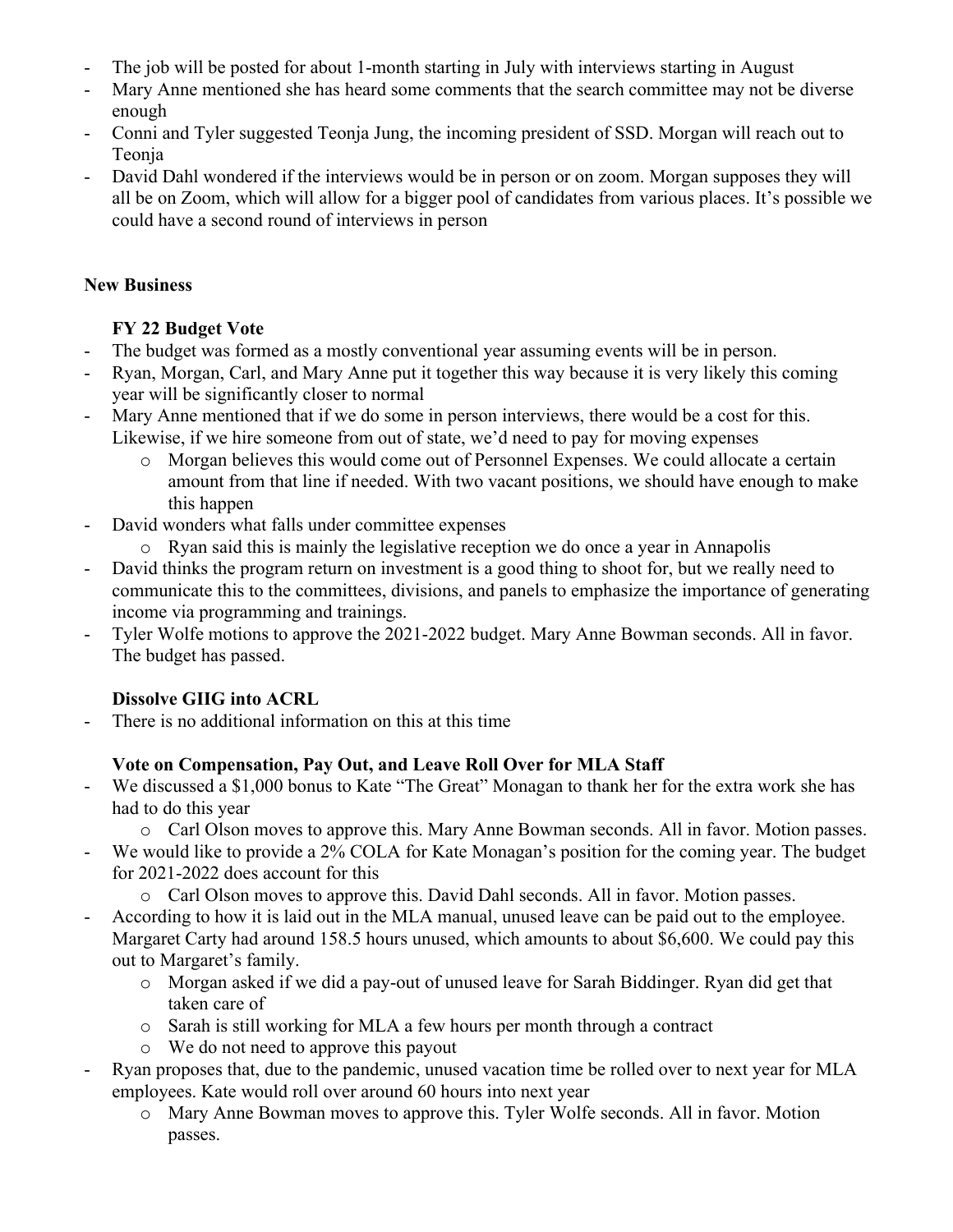- The job will be posted for about 1-month starting in July with interviews starting in August
- Mary Anne mentioned she has heard some comments that the search committee may not be diverse enough
- Conni and Tyler suggested Teonja Jung, the incoming president of SSD. Morgan will reach out to Teonja
- David Dahl wondered if the interviews would be in person or on zoom. Morgan supposes they will all be on Zoom, which will allow for a bigger pool of candidates from various places. It's possible we could have a second round of interviews in person

**New Business**

**FY 22 Budget Vote**

- The budget was formed as a mostly conventional year assuming events will be in person.
- Ryan, Morgan, Carl, and Mary Anne put it together this way because it is very likely this coming year will be significantly closer to normal
- Mary Anne mentioned that if we do some in person interviews, there would be a cost for this. Likewise, if we hire someone from out of state, we'd need to pay for moving expenses
  - Morgan believes this would come out of Personnel Expenses. We could allocate a certain amount from that line if needed. With two vacant positions, we should have enough to make this happen
- David wonders what falls under committee expenses
  - Ryan said this is mainly the legislative reception we do once a year in Annapolis
- David thinks the program return on investment is a good thing to shoot for, but we really need to communicate this to the committees, divisions, and panels to emphasize the importance of generating income via programming and trainings.
- Tyler Wolfe motions to approve the 2021-2022 budget. Mary Anne Bowman seconds. All in favor. The budget has passed.

**Dissolve GIIG into ACRL**

- There is no additional information on this at this time

**Vote on Compensation, Pay Out, and Leave Roll Over for MLA Staff**

- We discussed a $1,000 bonus to Kate "The Great" Monagan to thank her for the extra work she has had to do this year
  - Carl Olson moves to approve this. Mary Anne Bowman seconds. All in favor. Motion passes.
- We would like to provide a 2% COLA for Kate Monagan's position for the coming year. The budget for 2021-2022 does account for this
  - Carl Olson moves to approve this. David Dahl seconds. All in favor. Motion passes.
- According to how it is laid out in the MLA manual, unused leave can be paid out to the employee. Margaret Carty had around 158.5 hours unused, which amounts to about $6,600. We could pay this out to Margaret's family.
  - Morgan asked if we did a pay-out of unused leave for Sarah Biddinger. Ryan did get that taken care of
  - Sarah is still working for MLA a few hours per month through a contract
  - We do not need to approve this payout
- Ryan proposes that, due to the pandemic, unused vacation time be rolled over to next year for MLA employees. Kate would roll over around 60 hours into next year
  - Mary Anne Bowman moves to approve this. Tyler Wolfe seconds. All in favor. Motion passes.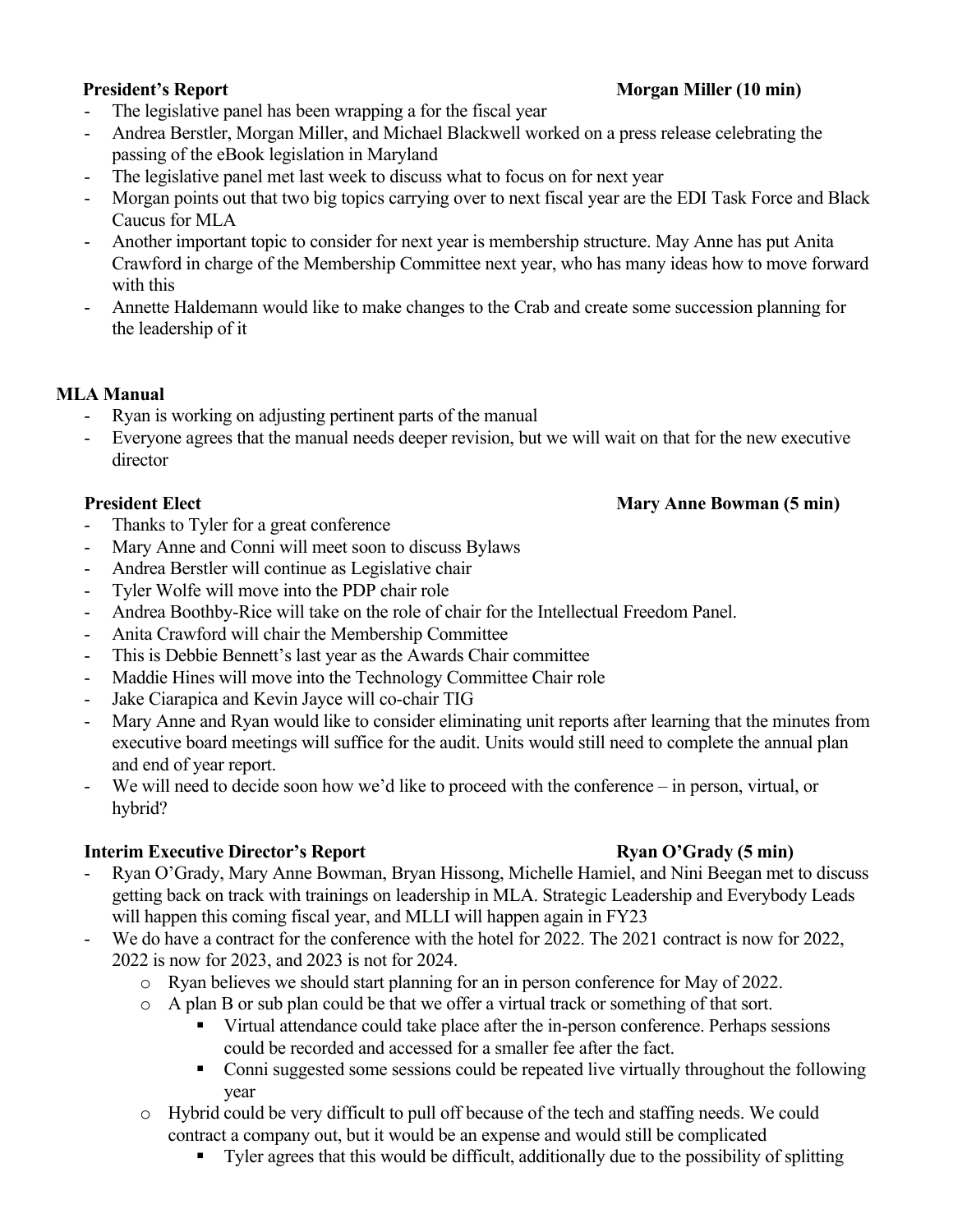**President's Report** **Morgan Miller (10 min)**

- The legislative panel has been wrapping a for the fiscal year
- Andrea Berstler, Morgan Miller, and Michael Blackwell worked on a press release celebrating the passing of the eBook legislation in Maryland
- The legislative panel met last week to discuss what to focus on for next year
- Morgan points out that two big topics carrying over to next fiscal year are the EDI Task Force and Black Caucus for MLA
- Another important topic to consider for next year is membership structure. May Anne has put Anita Crawford in charge of the Membership Committee next year, who has many ideas how to move forward with this
- Annette Haldemann would like to make changes to the Crab and create some succession planning for the leadership of it

**MLA Manual**

- Ryan is working on adjusting pertinent parts of the manual
- Everyone agrees that the manual needs deeper revision, but we will wait on that for the new executive director

**President Elect** **Mary Anne Bowman (5 min)**

- Thanks to Tyler for a great conference
- Mary Anne and Conni will meet soon to discuss Bylaws
- Andrea Berstler will continue as Legislative chair
- Tyler Wolfe will move into the PDP chair role
- Andrea Boothby-Rice will take on the role of chair for the Intellectual Freedom Panel.
- Anita Crawford will chair the Membership Committee
- This is Debbie Bennett's last year as the Awards Chair committee
- Maddie Hines will move into the Technology Committee Chair role
- Jake Ciarapica and Kevin Jayce will co-chair TIG
- Mary Anne and Ryan would like to consider eliminating unit reports after learning that the minutes from executive board meetings will suffice for the audit. Units would still need to complete the annual plan and end of year report.
- We will need to decide soon how we'd like to proceed with the conference – in person, virtual, or hybrid?

**Interim Executive Director's Report** **Ryan O'Grady (5 min)**

- Ryan O'Grady, Mary Anne Bowman, Bryan Hissong, Michelle Hamiel, and Nini Beegan met to discuss getting back on track with trainings on leadership in MLA. Strategic Leadership and Everybody Leads will happen this coming fiscal year, and MLLI will happen again in FY23
- We do have a contract for the conference with the hotel for 2022. The 2021 contract is now for 2022, 2022 is now for 2023, and 2023 is not for 2024.
  - Ryan believes we should start planning for an in person conference for May of 2022.
  - A plan B or sub plan could be that we offer a virtual track or something of that sort.
    - Virtual attendance could take place after the in-person conference. Perhaps sessions could be recorded and accessed for a smaller fee after the fact.
    - Conni suggested some sessions could be repeated live virtually throughout the following year
  - Hybrid could be very difficult to pull off because of the tech and staffing needs. We could contract a company out, but it would be an expense and would still be complicated
    - Tyler agrees that this would be difficult, additionally due to the possibility of splitting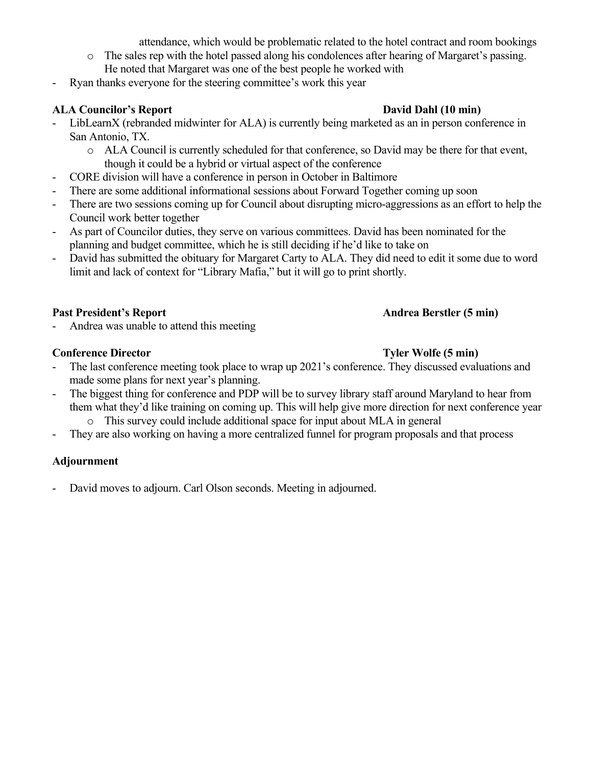attendance, which would be problematic related to the hotel contract and room bookings

  - The sales rep with the hotel passed along his condolences after hearing of Margaret's passing. He noted that Margaret was one of the best people he worked with
- Ryan thanks everyone for the steering committee's work this year

**ALA Councilor's Report** **David Dahl (10 min)**

- LibLearnX (rebranded midwinter for ALA) is currently being marketed as an in person conference in San Antonio, TX.
  - ALA Council is currently scheduled for that conference, so David may be there for that event, though it could be a hybrid or virtual aspect of the conference
- CORE division will have a conference in person in October in Baltimore
- There are some additional informational sessions about Forward Together coming up soon
- There are two sessions coming up for Council about disrupting micro-aggressions as an effort to help the Council work better together
- As part of Councilor duties, they serve on various committees. David has been nominated for the planning and budget committee, which he is still deciding if he'd like to take on
- David has submitted the obituary for Margaret Carty to ALA. They did need to edit it some due to word limit and lack of context for "Library Mafia," but it will go to print shortly.

**Past President's Report** **Andrea Berstler (5 min)**

- Andrea was unable to attend this meeting

**Conference Director** **Tyler Wolfe (5 min)**

- The last conference meeting took place to wrap up 2021's conference. They discussed evaluations and made some plans for next year's planning.
- The biggest thing for conference and PDP will be to survey library staff around Maryland to hear from them what they'd like training on coming up. This will help give more direction for next conference year
  - This survey could include additional space for input about MLA in general
- They are also working on having a more centralized funnel for program proposals and that process

**Adjournment**

- David moves to adjourn. Carl Olson seconds. Meeting in adjourned.